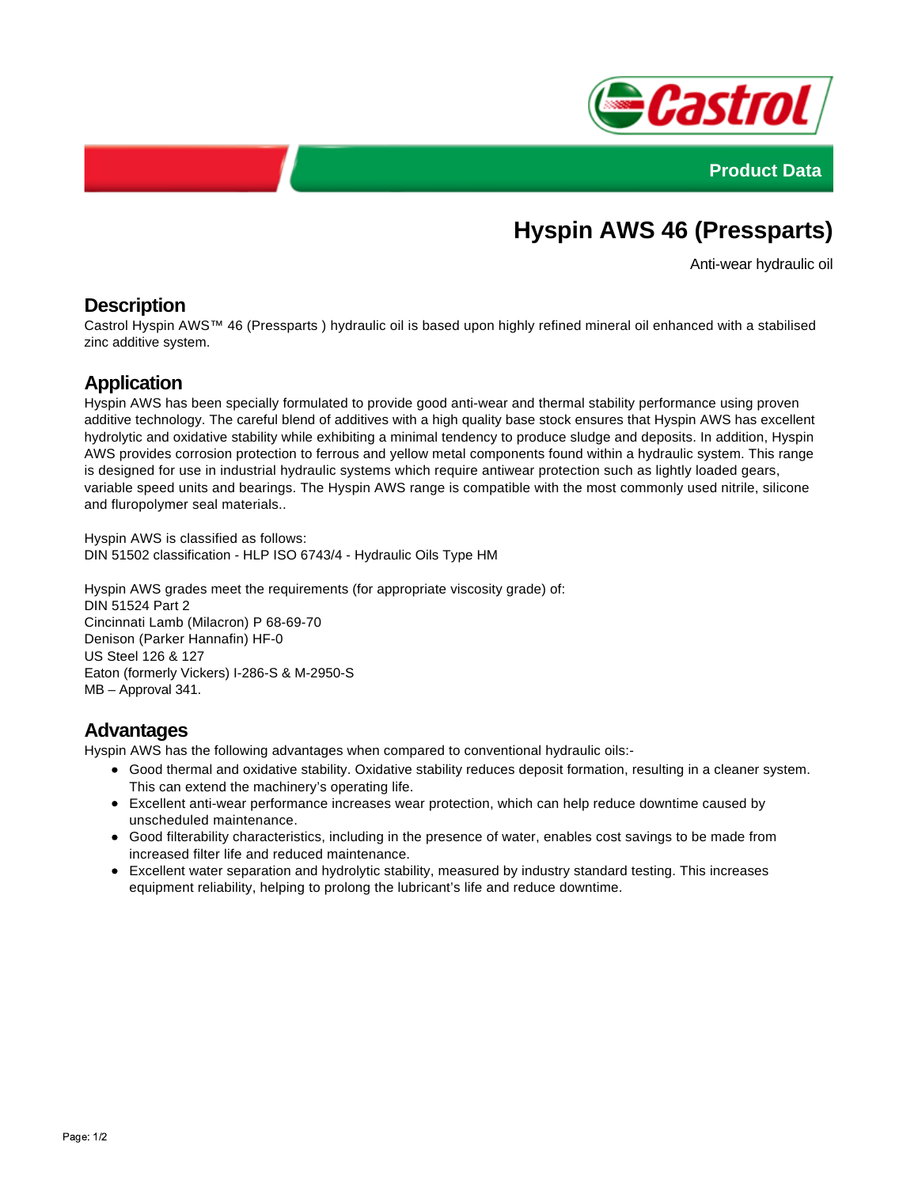Product Data

# Hyspin AWS 46 (Pressparts)

Anti-wear hydraulic oil

## Description

Castrol Hyspin AWS™ 46 (Pressparts ) hydraulic oil is based upon highly refined mineral oil enhanced with a stabilised zinc additive system.

## Application

Hyspin AWS has been specially formulated to provide good anti-wear and thermal stability performance using proven additive technology. The careful blend of additives with a high quality base stock ensures that Hyspin AWS has excellent hydrolytic and oxidative stability while exhibiting a minimal tendency to produce sludge and deposits. In addition, Hyspin AWS provides corrosion protection to ferrous and yellow metal components found within a hydraulic system. This range is designed for use in industrial hydraulic systems which require antiwear protection such as lightly loaded gears, variable speed units and bearings. The Hyspin AWS range is compatible with the most commonly used nitrile, silicone and fluropolymer seal materials..

Hyspin AWS is classified as follows:
DIN 51502 classification - HLP ISO 6743/4 - Hydraulic Oils Type HM

Hyspin AWS grades meet the requirements (for appropriate viscosity grade) of:
DIN 51524 Part 2
Cincinnati Lamb (Milacron) P 68-69-70
Denison (Parker Hannafin) HF-0
US Steel 126 & 127
Eaton (formerly Vickers) I-286-S & M-2950-S
MB – Approval 341.

## Advantages

Hyspin AWS has the following advantages when compared to conventional hydraulic oils:-

- Good thermal and oxidative stability. Oxidative stability reduces deposit formation, resulting in a cleaner system. This can extend the machinery's operating life.
- Excellent anti-wear performance increases wear protection, which can help reduce downtime caused by unscheduled maintenance.
- Good filterability characteristics, including in the presence of water, enables cost savings to be made from increased filter life and reduced maintenance.
- Excellent water separation and hydrolytic stability, measured by industry standard testing. This increases equipment reliability, helping to prolong the lubricant's life and reduce downtime.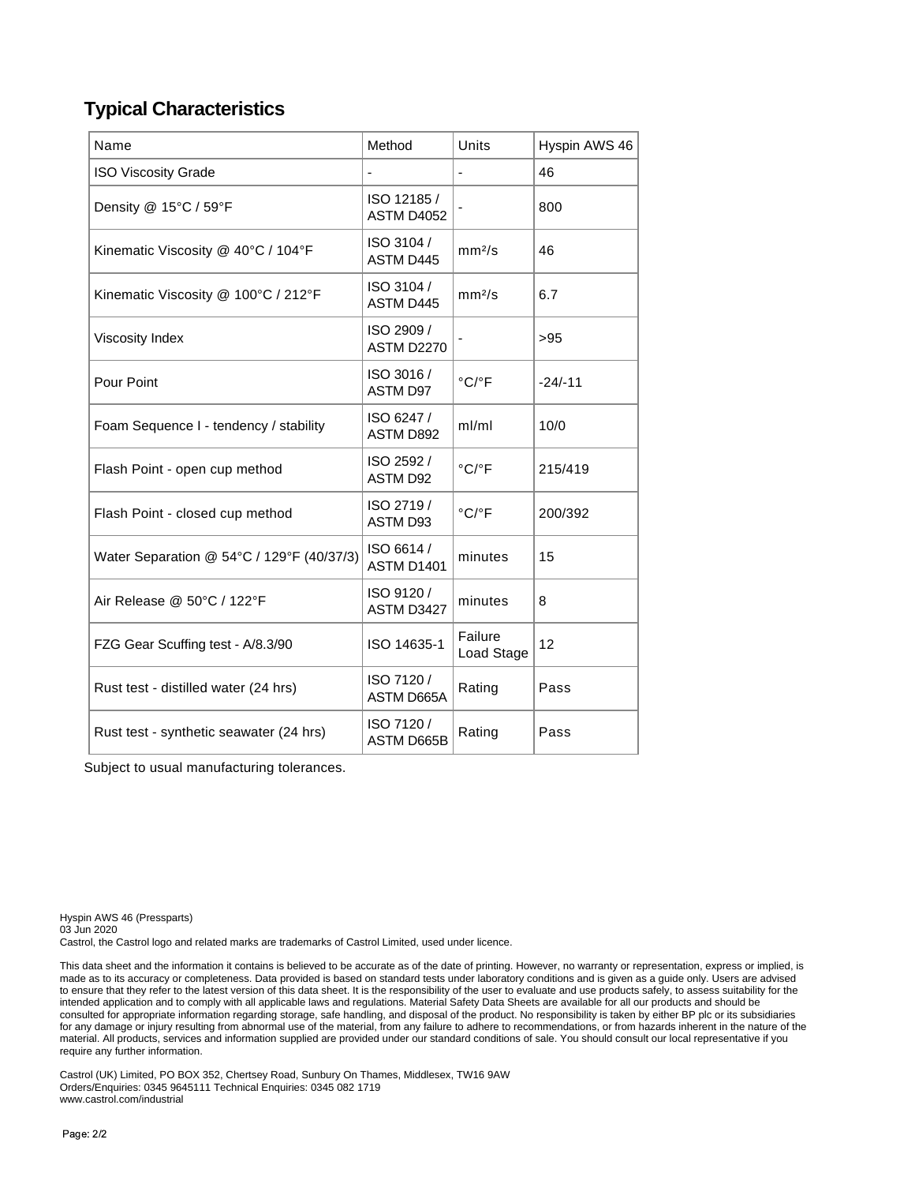## Typical Characteristics

| Name | Method | Units | Hyspin AWS 46 |
|---|---|---|---|
| ISO Viscosity Grade | - | - | 46 |
| Density @ 15°C / 59°F | ISO 12185 / ASTM D4052 | - | 800 |
| Kinematic Viscosity @ 40°C / 104°F | ISO 3104 / ASTM D445 | $mm^2/s$ | 46 |
| Kinematic Viscosity @ 100°C / 212°F | ISO 3104 / ASTM D445 | $mm^2/s$ | 6.7 |
| Viscosity Index | ISO 2909 / ASTM D2270 | - | >95 |
| Pour Point | ISO 3016 / ASTM D97 | °C/°F | -24/-11 |
| Foam Sequence I - tendency / stability | ISO 6247 / ASTM D892 | ml/ml | 10/0 |
| Flash Point - open cup method | ISO 2592 / ASTM D92 | °C/°F | 215/419 |
| Flash Point - closed cup method | ISO 2719 / ASTM D93 | °C/°F | 200/392 |
| Water Separation @ 54°C / 129°F (40/37/3) | ISO 6614 / ASTM D1401 | minutes | 15 |
| Air Release @ 50°C / 122°F | ISO 9120 / ASTM D3427 | minutes | 8 |
| FZG Gear Scuffing test - A/8.3/90 | ISO 14635-1 | Failure Load Stage | 12 |
| Rust test - distilled water (24 hrs) | ISO 7120 / ASTM D665A | Rating | Pass |
| Rust test - synthetic seawater (24 hrs) | ISO 7120 / ASTM D665B | Rating | Pass |

Subject to usual manufacturing tolerances.

Hyspin AWS 46 (Pressparts)
03 Jun 2020
Castrol, the Castrol logo and related marks are trademarks of Castrol Limited, used under licence.

This data sheet and the information it contains is believed to be accurate as of the date of printing. However, no warranty or representation, express or implied, is made as to its accuracy or completeness. Data provided is based on standard tests under laboratory conditions and is given as a guide only. Users are advised to ensure that they refer to the latest version of this data sheet. It is the responsibility of the user to evaluate and use products safely, to assess suitability for the intended application and to comply with all applicable laws and regulations. Material Safety Data Sheets are available for all our products and should be consulted for appropriate information regarding storage, safe handling, and disposal of the product. No responsibility is taken by either BP plc or its subsidiaries for any damage or injury resulting from abnormal use of the material, from any failure to adhere to recommendations, or from hazards inherent in the nature of the material. All products, services and information supplied are provided under our standard conditions of sale. You should consult our local representative if you require any further information.

Castrol (UK) Limited, PO BOX 352, Chertsey Road, Sunbury On Thames, Middlesex, TW16 9AW
Orders/Enquiries: 0345 9645111 Technical Enquiries: 0345 082 1719
www.castrol.com/industrial